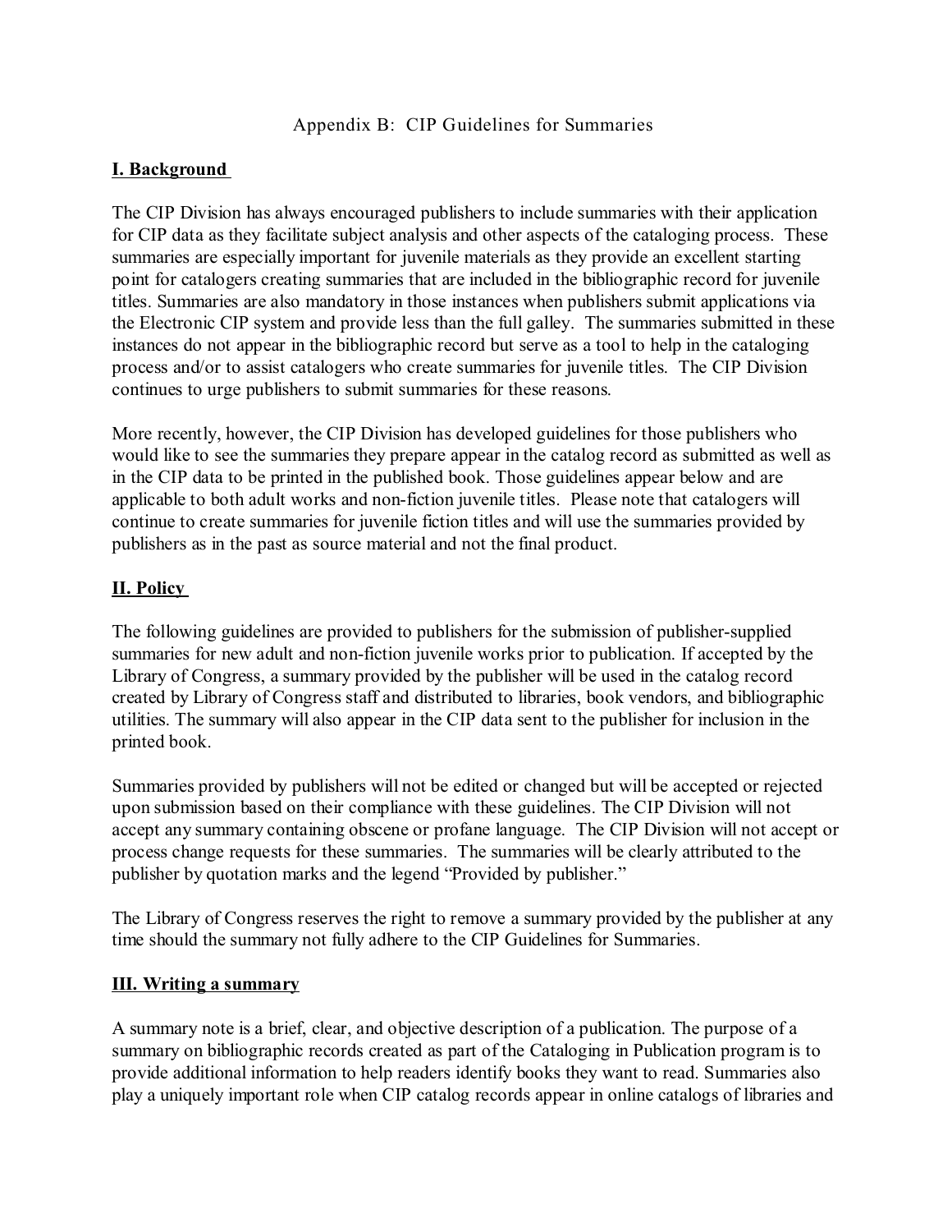# Appendix B: CIP Guidelines for Summaries

## I. Background

The CIP Division has always encouraged publishers to include summaries with their application for CIP data as they facilitate subject analysis and other aspects of the cataloging process. These summaries are especially important for juvenile materials as they provide an excellent starting point for catalogers creating summaries that are included in the bibliographic record for juvenile titles. Summaries are also mandatory in those instances when publishers submit applications via the Electronic CIP system and provide less than the full galley. The summaries submitted in these instances do not appear in the bibliographic record but serve as a tool to help in the cataloging process and/or to assist catalogers who create summaries for juvenile titles. The CIP Division continues to urge publishers to submit summaries for these reasons.

More recently, however, the CIP Division has developed guidelines for those publishers who would like to see the summaries they prepare appear in the catalog record as submitted as well as in the CIP data to be printed in the published book. Those guidelines appear below and are applicable to both adult works and non-fiction juvenile titles. Please note that catalogers will continue to create summaries for juvenile fiction titles and will use the summaries provided by publishers as in the past as source material and not the final product.

## II. Policy

The following guidelines are provided to publishers for the submission of publisher-supplied summaries for new adult and non-fiction juvenile works prior to publication. If accepted by the Library of Congress, a summary provided by the publisher will be used in the catalog record created by Library of Congress staff and distributed to libraries, book vendors, and bibliographic utilities. The summary will also appear in the CIP data sent to the publisher for inclusion in the printed book.

Summaries provided by publishers will not be edited or changed but will be accepted or rejected upon submission based on their compliance with these guidelines. The CIP Division will not accept any summary containing obscene or profane language. The CIP Division will not accept or process change requests for these summaries. The summaries will be clearly attributed to the publisher by quotation marks and the legend "Provided by publisher."

The Library of Congress reserves the right to remove a summary provided by the publisher at any time should the summary not fully adhere to the CIP Guidelines for Summaries.

## III. Writing a summary

A summary note is a brief, clear, and objective description of a publication. The purpose of a summary on bibliographic records created as part of the Cataloging in Publication program is to provide additional information to help readers identify books they want to read. Summaries also play a uniquely important role when CIP catalog records appear in online catalogs of libraries and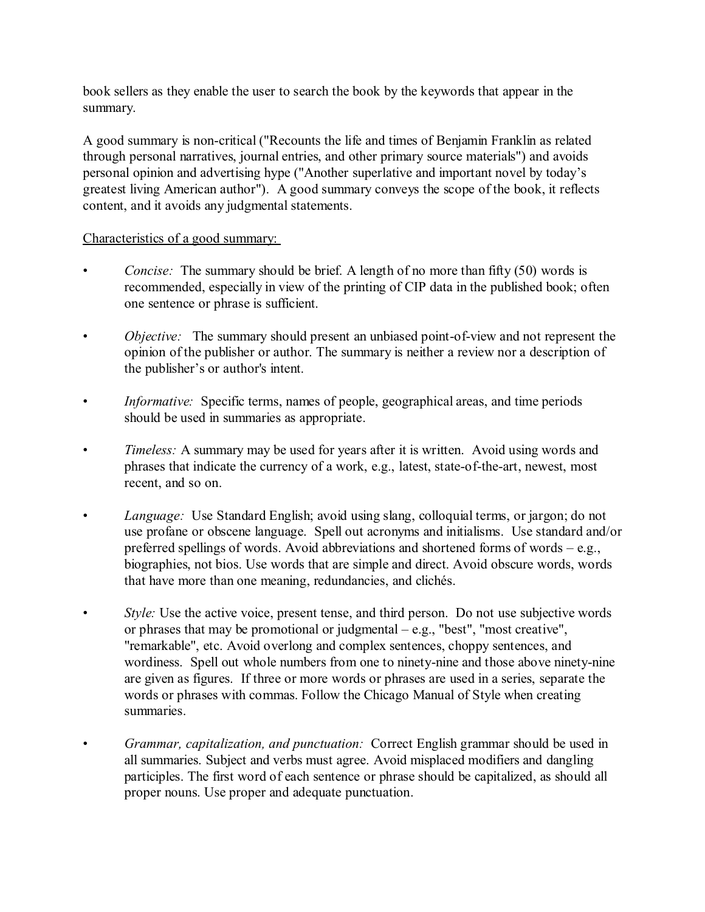book sellers as they enable the user to search the book by the keywords that appear in the summary.

A good summary is non-critical ("Recounts the life and times of Benjamin Franklin as related through personal narratives, journal entries, and other primary source materials") and avoids personal opinion and advertising hype ("Another superlative and important novel by today's greatest living American author"). A good summary conveys the scope of the book, it reflects content, and it avoids any judgmental statements.

<u>Characteristics of a good summary:</u>

- *Concise:* The summary should be brief. A length of no more than fifty (50) words is recommended, especially in view of the printing of CIP data in the published book; often one sentence or phrase is sufficient.

- *Objective:* The summary should present an unbiased point-of-view and not represent the opinion of the publisher or author. The summary is neither a review nor a description of the publisher's or author's intent.

- *Informative:* Specific terms, names of people, geographical areas, and time periods should be used in summaries as appropriate.

- *Timeless:* A summary may be used for years after it is written. Avoid using words and phrases that indicate the currency of a work, e.g., latest, state-of-the-art, newest, most recent, and so on.

- *Language:* Use Standard English; avoid using slang, colloquial terms, or jargon; do not use profane or obscene language. Spell out acronyms and initialisms. Use standard and/or preferred spellings of words. Avoid abbreviations and shortened forms of words – e.g., biographies, not bios. Use words that are simple and direct. Avoid obscure words, words that have more than one meaning, redundancies, and clichés.

- *Style:* Use the active voice, present tense, and third person. Do not use subjective words or phrases that may be promotional or judgmental – e.g., "best", "most creative", "remarkable", etc. Avoid overlong and complex sentences, choppy sentences, and wordiness. Spell out whole numbers from one to ninety-nine and those above ninety-nine are given as figures. If three or more words or phrases are used in a series, separate the words or phrases with commas. Follow the Chicago Manual of Style when creating summaries.

- *Grammar, capitalization, and punctuation:* Correct English grammar should be used in all summaries. Subject and verbs must agree. Avoid misplaced modifiers and dangling participles. The first word of each sentence or phrase should be capitalized, as should all proper nouns. Use proper and adequate punctuation.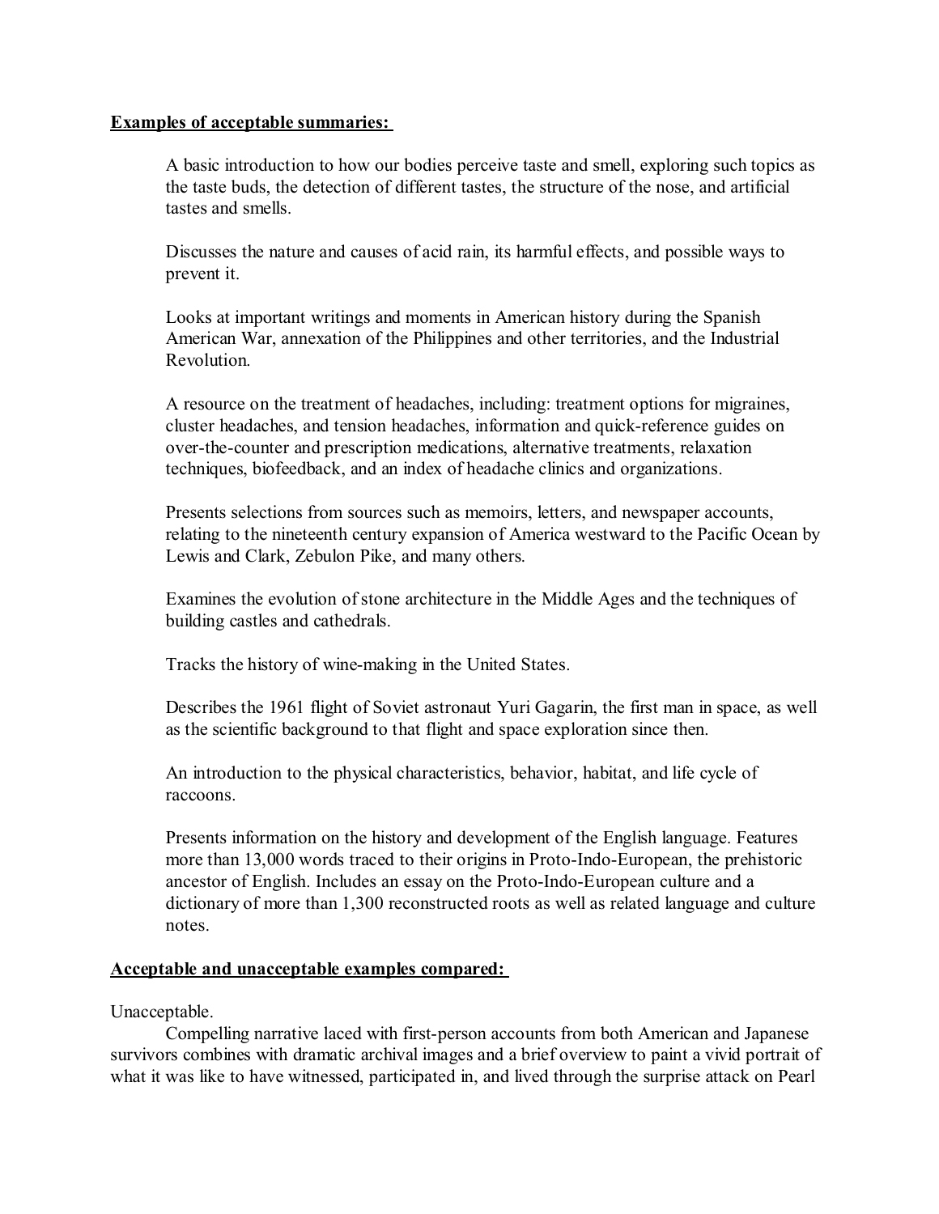**Examples of acceptable summaries:**

A basic introduction to how our bodies perceive taste and smell, exploring such topics as the taste buds, the detection of different tastes, the structure of the nose, and artificial tastes and smells.

Discusses the nature and causes of acid rain, its harmful effects, and possible ways to prevent it.

Looks at important writings and moments in American history during the Spanish American War, annexation of the Philippines and other territories, and the Industrial Revolution.

A resource on the treatment of headaches, including: treatment options for migraines, cluster headaches, and tension headaches, information and quick-reference guides on over-the-counter and prescription medications, alternative treatments, relaxation techniques, biofeedback, and an index of headache clinics and organizations.

Presents selections from sources such as memoirs, letters, and newspaper accounts, relating to the nineteenth century expansion of America westward to the Pacific Ocean by Lewis and Clark, Zebulon Pike, and many others.

Examines the evolution of stone architecture in the Middle Ages and the techniques of building castles and cathedrals.

Tracks the history of wine-making in the United States.

Describes the 1961 flight of Soviet astronaut Yuri Gagarin, the first man in space, as well as the scientific background to that flight and space exploration since then.

An introduction to the physical characteristics, behavior, habitat, and life cycle of raccoons.

Presents information on the history and development of the English language. Features more than 13,000 words traced to their origins in Proto-Indo-European, the prehistoric ancestor of English. Includes an essay on the Proto-Indo-European culture and a dictionary of more than 1,300 reconstructed roots as well as related language and culture notes.

**Acceptable and unacceptable examples compared:**

Unacceptable.

Compelling narrative laced with first-person accounts from both American and Japanese survivors combines with dramatic archival images and a brief overview to paint a vivid portrait of what it was like to have witnessed, participated in, and lived through the surprise attack on Pearl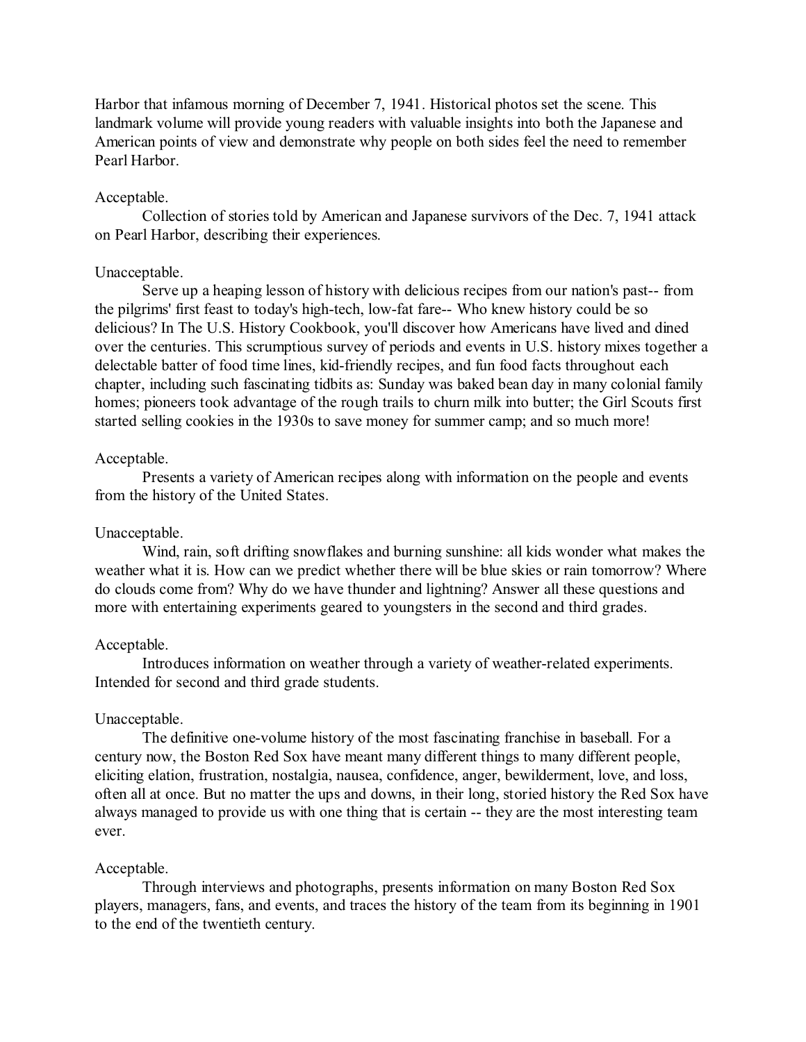Harbor that infamous morning of December 7, 1941. Historical photos set the scene. This landmark volume will provide young readers with valuable insights into both the Japanese and American points of view and demonstrate why people on both sides feel the need to remember Pearl Harbor.

Acceptable.

Collection of stories told by American and Japanese survivors of the Dec. 7, 1941 attack on Pearl Harbor, describing their experiences.

Unacceptable.

Serve up a heaping lesson of history with delicious recipes from our nation's past-- from the pilgrims' first feast to today's high-tech, low-fat fare-- Who knew history could be so delicious? In The U.S. History Cookbook, you'll discover how Americans have lived and dined over the centuries. This scrumptious survey of periods and events in U.S. history mixes together a delectable batter of food time lines, kid-friendly recipes, and fun food facts throughout each chapter, including such fascinating tidbits as: Sunday was baked bean day in many colonial family homes; pioneers took advantage of the rough trails to churn milk into butter; the Girl Scouts first started selling cookies in the 1930s to save money for summer camp; and so much more!

Acceptable.

Presents a variety of American recipes along with information on the people and events from the history of the United States.

Unacceptable.

Wind, rain, soft drifting snowflakes and burning sunshine: all kids wonder what makes the weather what it is. How can we predict whether there will be blue skies or rain tomorrow? Where do clouds come from? Why do we have thunder and lightning? Answer all these questions and more with entertaining experiments geared to youngsters in the second and third grades.

Acceptable.

Introduces information on weather through a variety of weather-related experiments. Intended for second and third grade students.

Unacceptable.

The definitive one-volume history of the most fascinating franchise in baseball. For a century now, the Boston Red Sox have meant many different things to many different people, eliciting elation, frustration, nostalgia, nausea, confidence, anger, bewilderment, love, and loss, often all at once. But no matter the ups and downs, in their long, storied history the Red Sox have always managed to provide us with one thing that is certain -- they are the most interesting team ever.

Acceptable.

Through interviews and photographs, presents information on many Boston Red Sox players, managers, fans, and events, and traces the history of the team from its beginning in 1901 to the end of the twentieth century.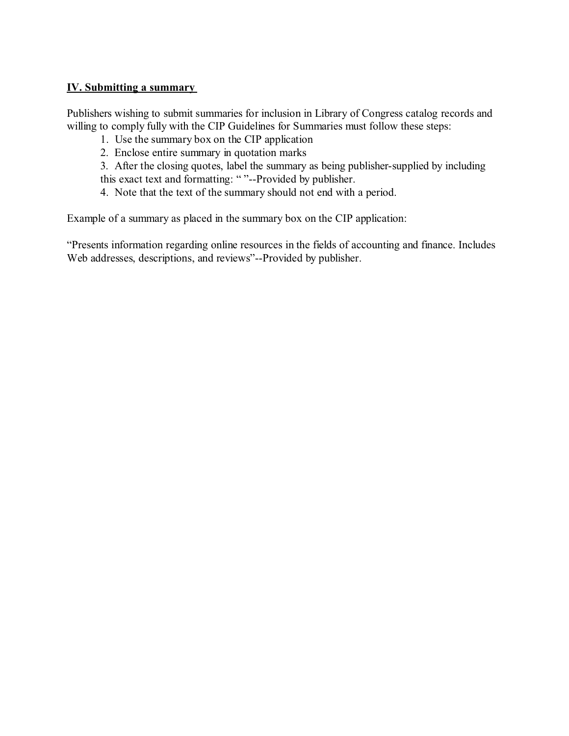## IV. Submitting a summary

Publishers wishing to submit summaries for inclusion in Library of Congress catalog records and willing to comply fully with the CIP Guidelines for Summaries must follow these steps:

1. Use the summary box on the CIP application
2. Enclose entire summary in quotation marks
3. After the closing quotes, label the summary as being publisher-supplied by including this exact text and formatting: " "--Provided by publisher.
4. Note that the text of the summary should not end with a period.

Example of a summary as placed in the summary box on the CIP application:

"Presents information regarding online resources in the fields of accounting and finance. Includes Web addresses, descriptions, and reviews"--Provided by publisher.